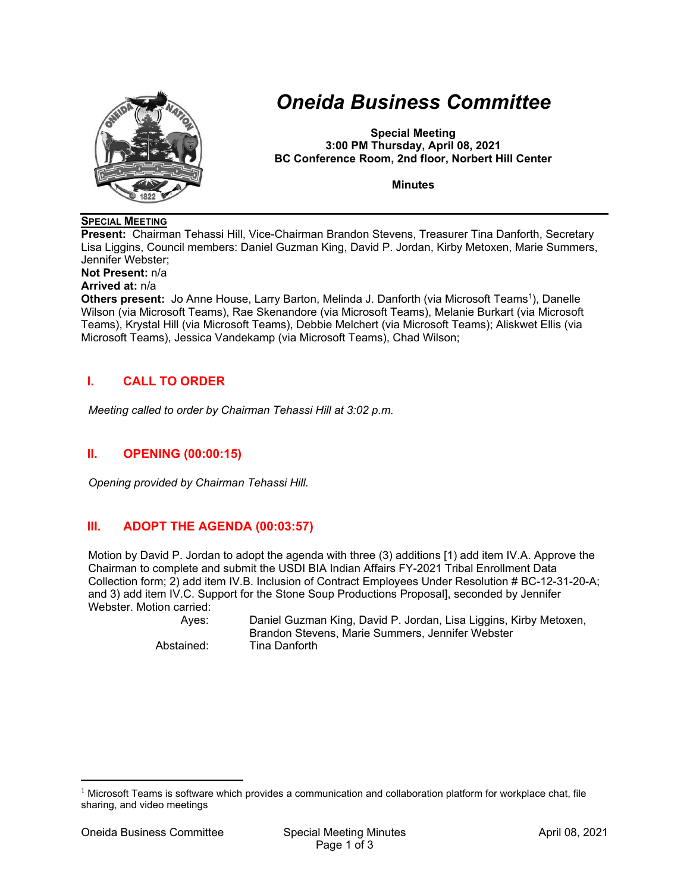# *Oneida Business Committee*

**Special Meeting**
**3:00 PM Thursday, April 08, 2021**
**BC Conference Room, 2nd floor, Norbert Hill Center**

**Minutes**

**SPECIAL MEETING**

**Present:** Chairman Tehassi Hill, Vice-Chairman Brandon Stevens, Treasurer Tina Danforth, Secretary Lisa Liggins, Council members: Daniel Guzman King, David P. Jordan, Kirby Metoxen, Marie Summers, Jennifer Webster;

**Not Present:** n/a

**Arrived at:** n/a

**Others present:** Jo Anne House, Larry Barton, Melinda J. Danforth (via Microsoft Teams[1]), Danelle Wilson (via Microsoft Teams), Rae Skenandore (via Microsoft Teams), Melanie Burkart (via Microsoft Teams), Krystal Hill (via Microsoft Teams), Debbie Melchert (via Microsoft Teams); Aliskwet Ellis (via Microsoft Teams), Jessica Vandekamp (via Microsoft Teams), Chad Wilson;

## I. CALL TO ORDER

*Meeting called to order by Chairman Tehassi Hill at 3:02 p.m.*

## II. OPENING (00:00:15)

*Opening provided by Chairman Tehassi Hill.*

## III. ADOPT THE AGENDA (00:03:57)

Motion by David P. Jordan to adopt the agenda with three (3) additions [1) add item IV.A. Approve the Chairman to complete and submit the USDI BIA Indian Affairs FY-2021 Tribal Enrollment Data Collection form; 2) add item IV.B. Inclusion of Contract Employees Under Resolution # BC-12-31-20-A; and 3) add item IV.C. Support for the Stone Soup Productions Proposal], seconded by Jennifer Webster. Motion carried:

| | |
|---|---|
| Ayes: | Daniel Guzman King, David P. Jordan, Lisa Liggins, Kirby Metoxen, Brandon Stevens, Marie Summers, Jennifer Webster |
| Abstained: | Tina Danforth |

[1] Microsoft Teams is software which provides a communication and collaboration platform for workplace chat, file sharing, and video meetings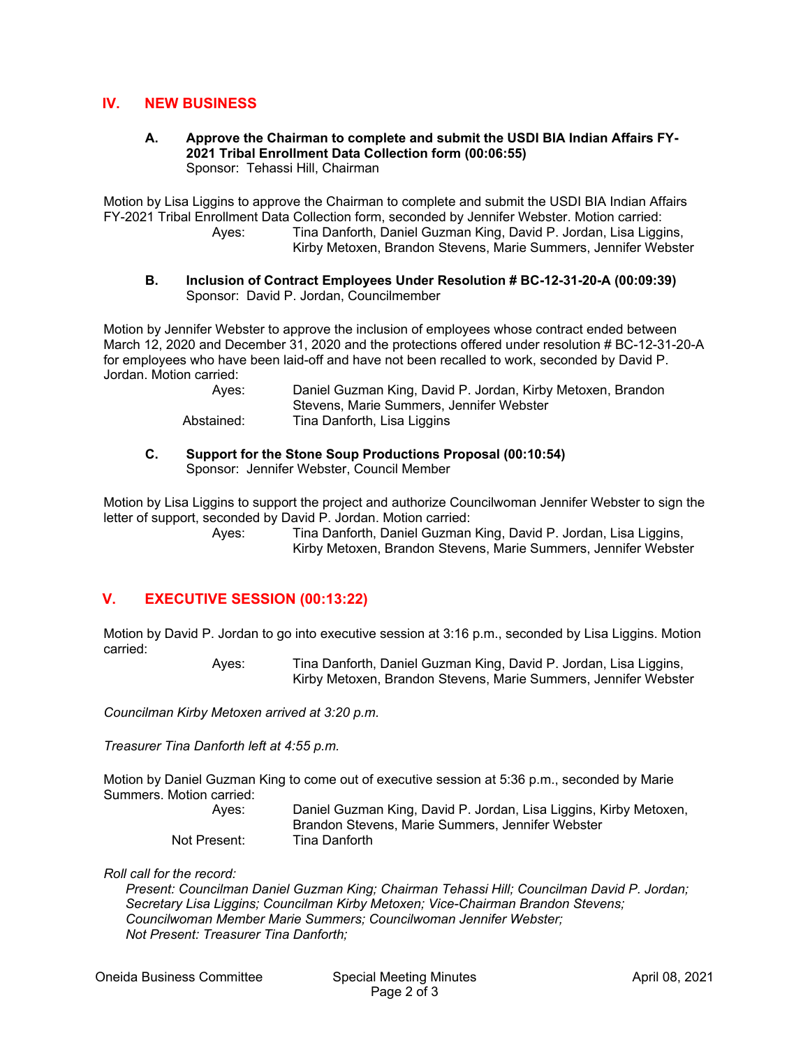## IV. NEW BUSINESS

### A. Approve the Chairman to complete and submit the USDI BIA Indian Affairs FY-2021 Tribal Enrollment Data Collection form (00:06:55)
Sponsor: Tehassi Hill, Chairman

Motion by Lisa Liggins to approve the Chairman to complete and submit the USDI BIA Indian Affairs FY-2021 Tribal Enrollment Data Collection form, seconded by Jennifer Webster. Motion carried:

Ayes: Tina Danforth, Daniel Guzman King, David P. Jordan, Lisa Liggins, Kirby Metoxen, Brandon Stevens, Marie Summers, Jennifer Webster

### B. Inclusion of Contract Employees Under Resolution # BC-12-31-20-A (00:09:39)
Sponsor: David P. Jordan, Councilmember

Motion by Jennifer Webster to approve the inclusion of employees whose contract ended between March 12, 2020 and December 31, 2020 and the protections offered under resolution # BC-12-31-20-A for employees who have been laid-off and have not been recalled to work, seconded by David P. Jordan. Motion carried:

Ayes: Daniel Guzman King, David P. Jordan, Kirby Metoxen, Brandon Stevens, Marie Summers, Jennifer Webster
Abstained: Tina Danforth, Lisa Liggins

### C. Support for the Stone Soup Productions Proposal (00:10:54)
Sponsor: Jennifer Webster, Council Member

Motion by Lisa Liggins to support the project and authorize Councilwoman Jennifer Webster to sign the letter of support, seconded by David P. Jordan. Motion carried:

Ayes: Tina Danforth, Daniel Guzman King, David P. Jordan, Lisa Liggins, Kirby Metoxen, Brandon Stevens, Marie Summers, Jennifer Webster

## V. EXECUTIVE SESSION (00:13:22)

Motion by David P. Jordan to go into executive session at 3:16 p.m., seconded by Lisa Liggins. Motion carried:

Ayes: Tina Danforth, Daniel Guzman King, David P. Jordan, Lisa Liggins, Kirby Metoxen, Brandon Stevens, Marie Summers, Jennifer Webster

*Councilman Kirby Metoxen arrived at 3:20 p.m.*

*Treasurer Tina Danforth left at 4:55 p.m.*

Motion by Daniel Guzman King to come out of executive session at 5:36 p.m., seconded by Marie Summers. Motion carried:

Ayes: Daniel Guzman King, David P. Jordan, Lisa Liggins, Kirby Metoxen, Brandon Stevens, Marie Summers, Jennifer Webster
Not Present: Tina Danforth

*Roll call for the record:*

*Present: Councilman Daniel Guzman King; Chairman Tehassi Hill; Councilman David P. Jordan; Secretary Lisa Liggins; Councilman Kirby Metoxen; Vice-Chairman Brandon Stevens; Councilwoman Member Marie Summers; Councilwoman Jennifer Webster;*
*Not Present: Treasurer Tina Danforth;*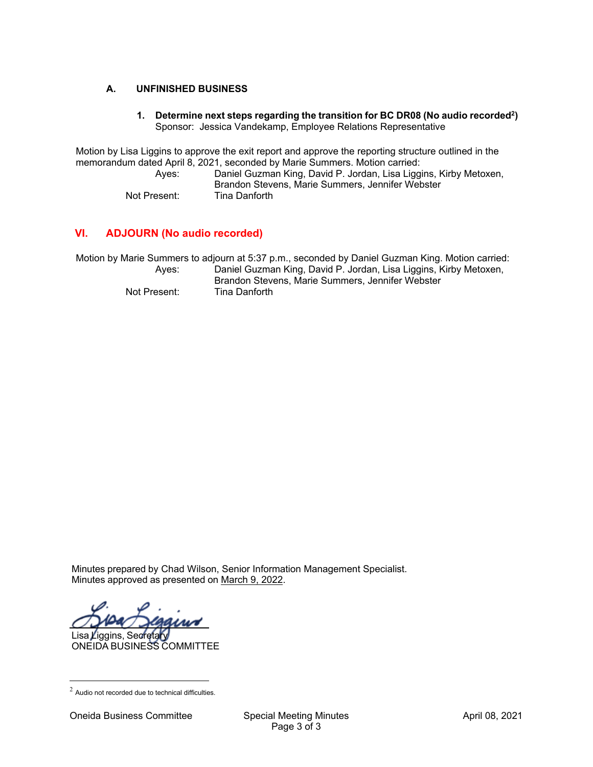### A. UNFINISHED BUSINESS

**1. Determine next steps regarding the transition for BC DR08 (No audio recorded[2])**
Sponsor: Jessica Vandekamp, Employee Relations Representative

Motion by Lisa Liggins to approve the exit report and approve the reporting structure outlined in the memorandum dated April 8, 2021, seconded by Marie Summers. Motion carried:

Ayes: Daniel Guzman King, David P. Jordan, Lisa Liggins, Kirby Metoxen, Brandon Stevens, Marie Summers, Jennifer Webster

Not Present: Tina Danforth

## VI. ADJOURN (No audio recorded)

Motion by Marie Summers to adjourn at 5:37 p.m., seconded by Daniel Guzman King. Motion carried:

Ayes: Daniel Guzman King, David P. Jordan, Lisa Liggins, Kirby Metoxen, Brandon Stevens, Marie Summers, Jennifer Webster

Not Present: Tina Danforth

Minutes prepared by Chad Wilson, Senior Information Management Specialist.
Minutes approved as presented on March 9, 2022.

Lisa Liggins, Secretary
ONEIDA BUSINESS COMMITTEE

[2] Audio not recorded due to technical difficulties.